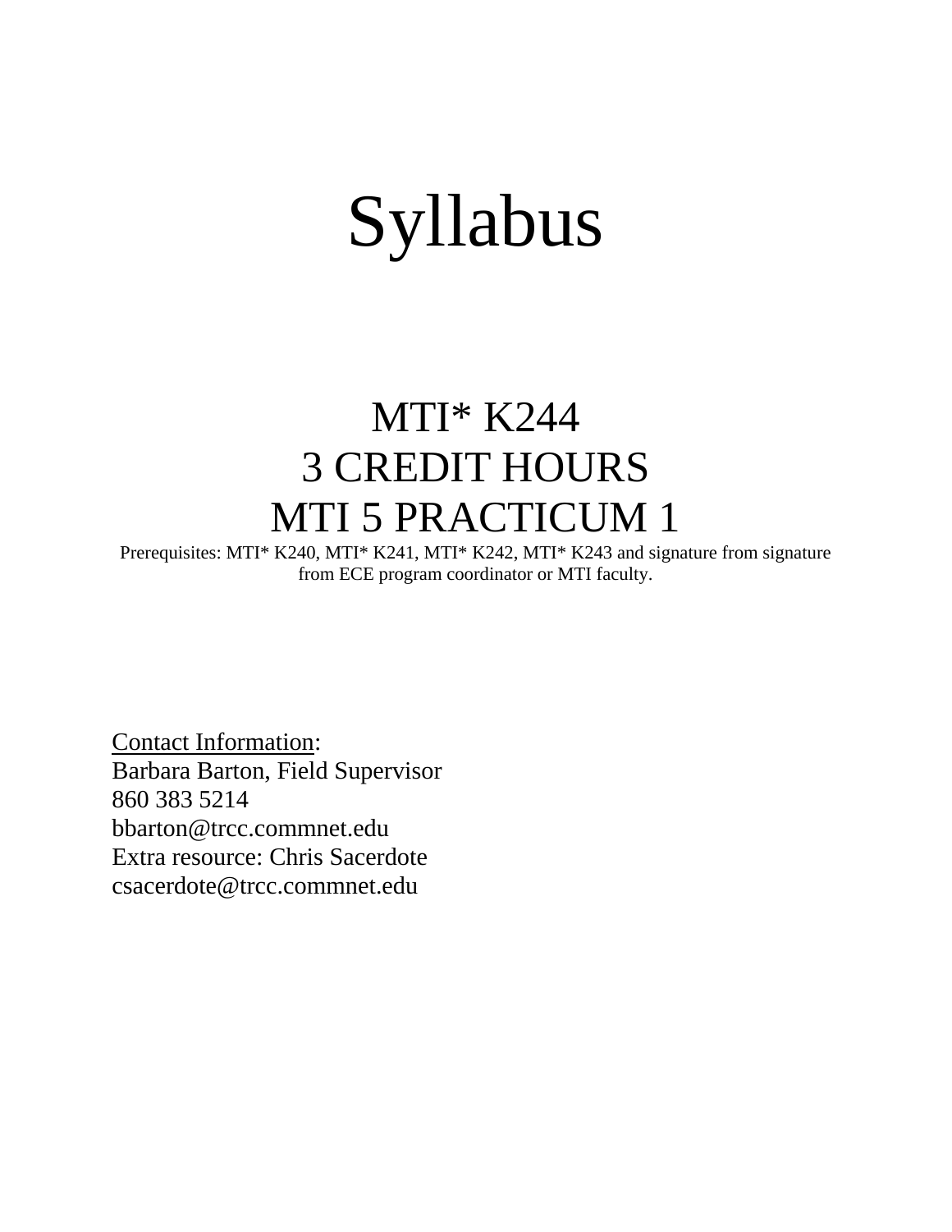# Syllabus

## MTI* K244
## 3 CREDIT HOURS
## MTI 5 PRACTICUM 1

Prerequisites: MTI* K240, MTI* K241, MTI* K242, MTI* K243 and signature from signature from ECE program coordinator or MTI faculty.

Contact Information:
Barbara Barton, Field Supervisor
860 383 5214
bbarton@trcc.commnet.edu
Extra resource: Chris Sacerdote
csacerdote@trcc.commnet.edu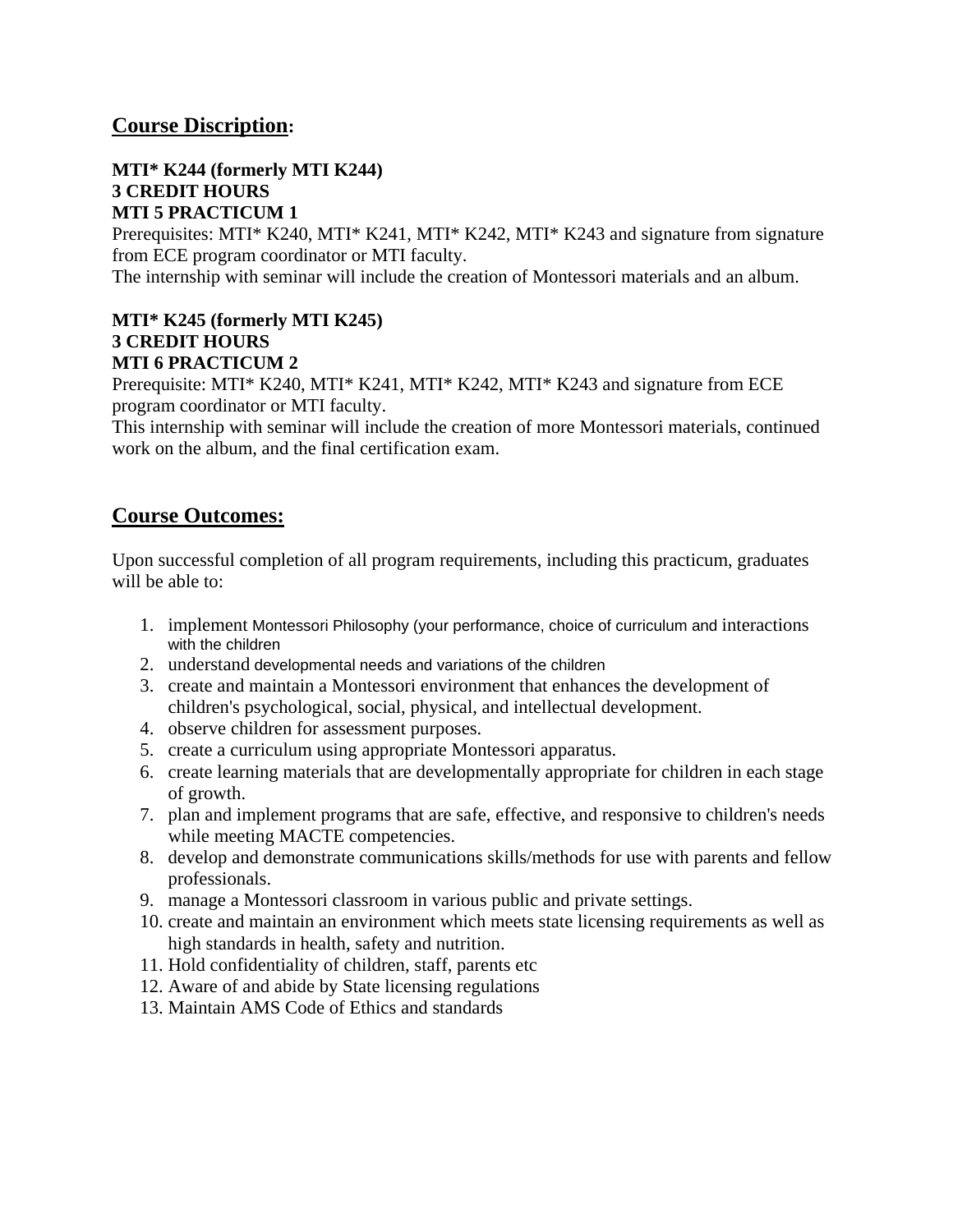## **Course Discription:**

**MTI* K244 (formerly MTI K244)**
**3 CREDIT HOURS**
**MTI 5 PRACTICUM 1**
Prerequisites: MTI* K240, MTI* K241, MTI* K242, MTI* K243 and signature from signature from ECE program coordinator or MTI faculty.
The internship with seminar will include the creation of Montessori materials and an album.

**MTI* K245 (formerly MTI K245)**
**3 CREDIT HOURS**
**MTI 6 PRACTICUM 2**
Prerequisite: MTI* K240, MTI* K241, MTI* K242, MTI* K243 and signature from ECE program coordinator or MTI faculty.
This internship with seminar will include the creation of more Montessori materials, continued work on the album, and the final certification exam.

## **Course Outcomes:**

Upon successful completion of all program requirements, including this practicum, graduates will be able to:

1. implement Montessori Philosophy (your performance, choice of curriculum and interactions with the children
2. understand developmental needs and variations of the children
3. create and maintain a Montessori environment that enhances the development of children's psychological, social, physical, and intellectual development.
4. observe children for assessment purposes.
5. create a curriculum using appropriate Montessori apparatus.
6. create learning materials that are developmentally appropriate for children in each stage of growth.
7. plan and implement programs that are safe, effective, and responsive to children's needs while meeting MACTE competencies.
8. develop and demonstrate communications skills/methods for use with parents and fellow professionals.
9. manage a Montessori classroom in various public and private settings.
10. create and maintain an environment which meets state licensing requirements as well as high standards in health, safety and nutrition.
11. Hold confidentiality of children, staff, parents etc
12. Aware of and abide by State licensing regulations
13. Maintain AMS Code of Ethics and standards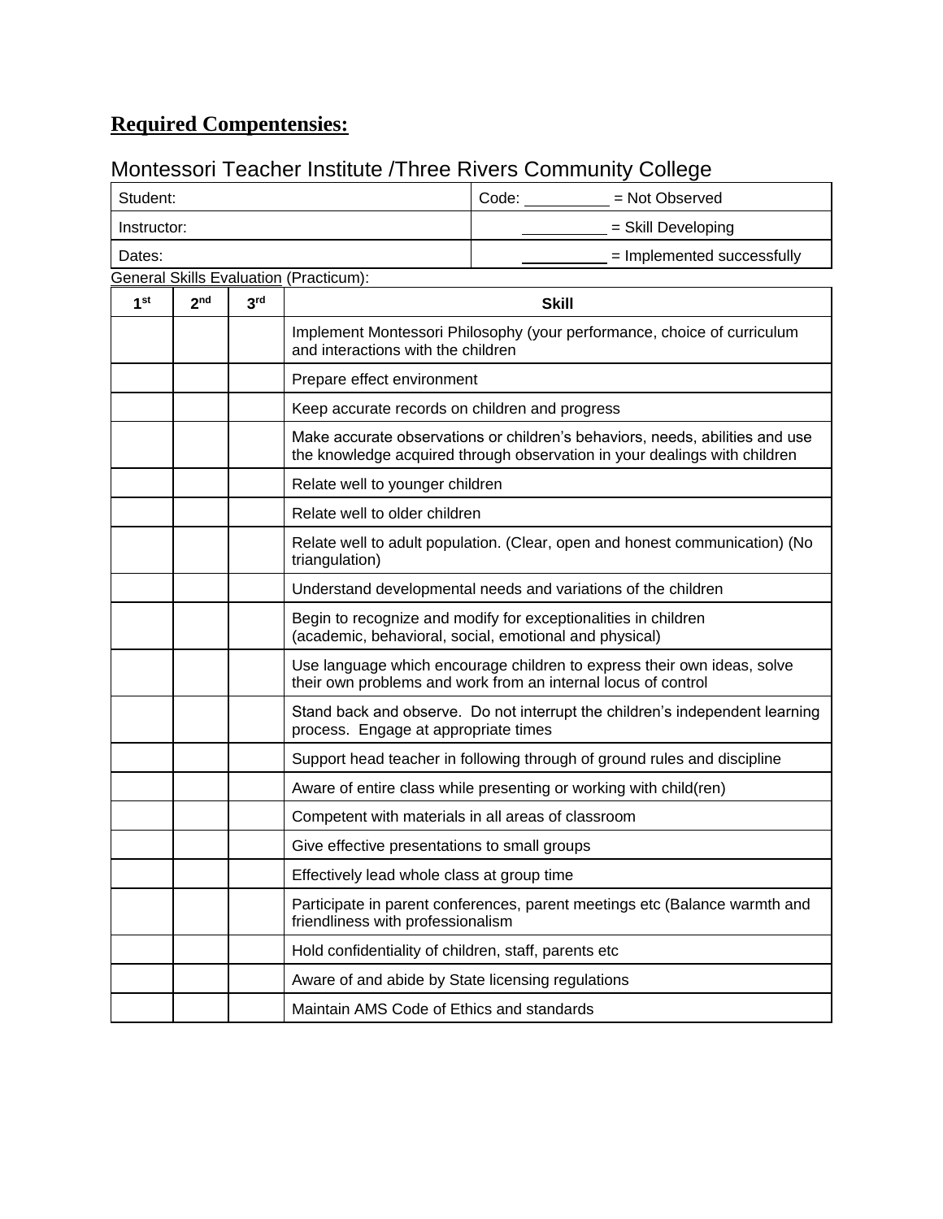**Required Compentensies:**

Montessori Teacher Institute /Three Rivers Community College

| Student: | Code: __________ = Not Observed |
| --- | --- |
| Instructor: | __________ = Skill Developing |
| Dates: | __________ = Implemented successfully |

General Skills Evaluation (Practicum):

| 1st | 2nd | 3rd | Skill |
| --- | --- | --- | --- |
| | | | Implement Montessori Philosophy (your performance, choice of curriculum and interactions with the children |
| | | | Prepare effect environment |
| | | | Keep accurate records on children and progress |
| | | | Make accurate observations or children's behaviors, needs, abilities and use the knowledge acquired through observation in your dealings with children |
| | | | Relate well to younger children |
| | | | Relate well to older children |
| | | | Relate well to adult population. (Clear, open and honest communication) (No triangulation) |
| | | | Understand developmental needs and variations of the children |
| | | | Begin to recognize and modify for exceptionalities in children (academic, behavioral, social, emotional and physical) |
| | | | Use language which encourage children to express their own ideas, solve their own problems and work from an internal locus of control |
| | | | Stand back and observe. Do not interrupt the children's independent learning process. Engage at appropriate times |
| | | | Support head teacher in following through of ground rules and discipline |
| | | | Aware of entire class while presenting or working with child(ren) |
| | | | Competent with materials in all areas of classroom |
| | | | Give effective presentations to small groups |
| | | | Effectively lead whole class at group time |
| | | | Participate in parent conferences, parent meetings etc (Balance warmth and friendliness with professionalism |
| | | | Hold confidentiality of children, staff, parents etc |
| | | | Aware of and abide by State licensing regulations |
| | | | Maintain AMS Code of Ethics and standards |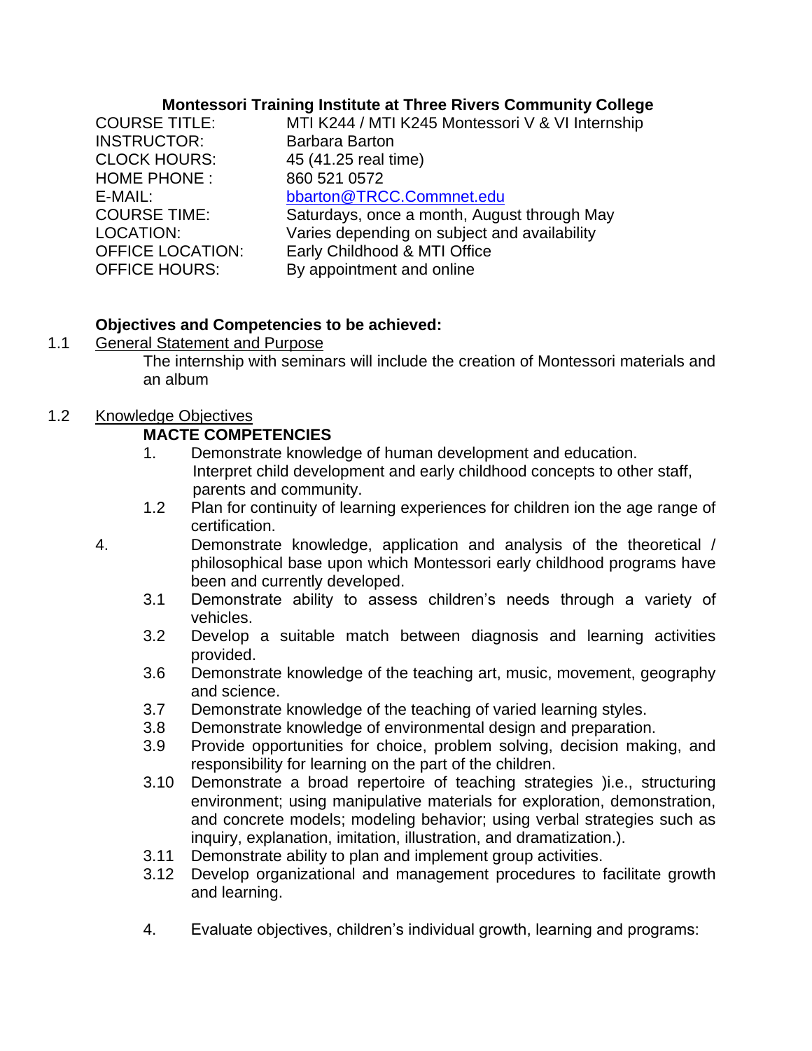**Montessori Training Institute at Three Rivers Community College**

| | |
|---|---|
| COURSE TITLE: | MTI K244 / MTI K245 Montessori V & VI Internship |
| INSTRUCTOR: | Barbara Barton |
| CLOCK HOURS: | 45 (41.25 real time) |
| HOME PHONE : | 860 521 0572 |
| E-MAIL: | bbarton@TRCC.Commnet.edu |
| COURSE TIME: | Saturdays, once a month, August through May |
| LOCATION: | Varies depending on subject and availability |
| OFFICE LOCATION: | Early Childhood & MTI Office |
| OFFICE HOURS: | By appointment and online |

**Objectives and Competencies to be achieved:**

1.1 General Statement and Purpose

The internship with seminars will include the creation of Montessori materials and an album

1.2 Knowledge Objectives

**MACTE COMPETENCIES**

1. Demonstrate knowledge of human development and education. Interpret child development and early childhood concepts to other staff, parents and community.

1.2 Plan for continuity of learning experiences for children ion the age range of certification.

4. Demonstrate knowledge, application and analysis of the theoretical / philosophical base upon which Montessori early childhood programs have been and currently developed.

3.1 Demonstrate ability to assess children's needs through a variety of vehicles.

3.2 Develop a suitable match between diagnosis and learning activities provided.

3.6 Demonstrate knowledge of the teaching art, music, movement, geography and science.

3.7 Demonstrate knowledge of the teaching of varied learning styles.

3.8 Demonstrate knowledge of environmental design and preparation.

3.9 Provide opportunities for choice, problem solving, decision making, and responsibility for learning on the part of the children.

3.10 Demonstrate a broad repertoire of teaching strategies )i.e., structuring environment; using manipulative materials for exploration, demonstration, and concrete models; modeling behavior; using verbal strategies such as inquiry, explanation, imitation, illustration, and dramatization.).

3.11 Demonstrate ability to plan and implement group activities.

3.12 Develop organizational and management procedures to facilitate growth and learning.

4. Evaluate objectives, children's individual growth, learning and programs: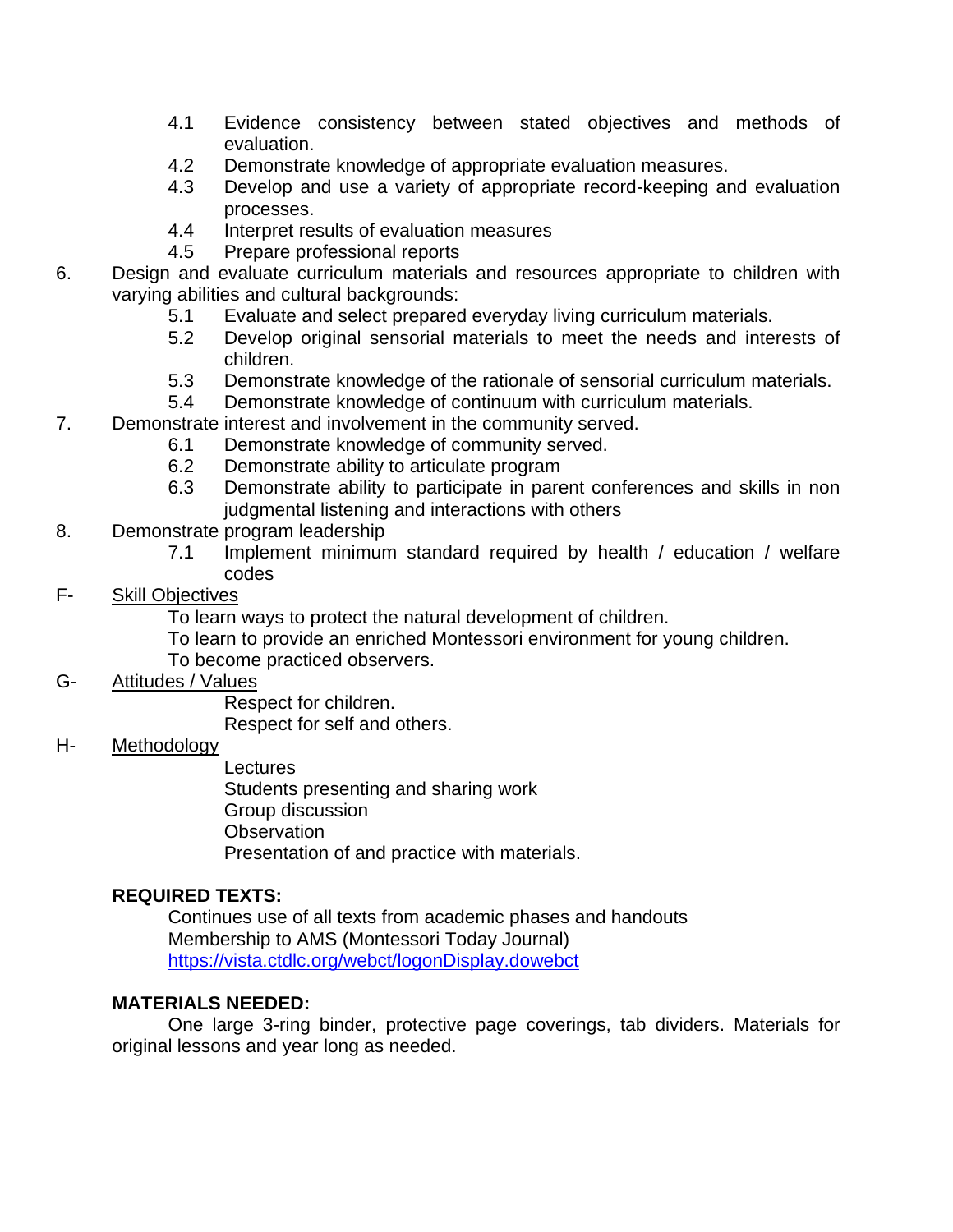- 4.1 Evidence consistency between stated objectives and methods of evaluation.
- 4.2 Demonstrate knowledge of appropriate evaluation measures.
- 4.3 Develop and use a variety of appropriate record-keeping and evaluation processes.
- 4.4 Interpret results of evaluation measures
- 4.5 Prepare professional reports

6. Design and evaluate curriculum materials and resources appropriate to children with varying abilities and cultural backgrounds:
   - 5.1 Evaluate and select prepared everyday living curriculum materials.
   - 5.2 Develop original sensorial materials to meet the needs and interests of children.
   - 5.3 Demonstrate knowledge of the rationale of sensorial curriculum materials.
   - 5.4 Demonstrate knowledge of continuum with curriculum materials.
7. Demonstrate interest and involvement in the community served.
   - 6.1 Demonstrate knowledge of community served.
   - 6.2 Demonstrate ability to articulate program
   - 6.3 Demonstrate ability to participate in parent conferences and skills in non judgmental listening and interactions with others
8. Demonstrate program leadership
   - 7.1 Implement minimum standard required by health / education / welfare codes

F- Skill Objectives

To learn ways to protect the natural development of children.
To learn to provide an enriched Montessori environment for young children.
To become practiced observers.

G- Attitudes / Values

Respect for children.
Respect for self and others.

H- Methodology

Lectures
Students presenting and sharing work
Group discussion
Observation
Presentation of and practice with materials.

**REQUIRED TEXTS:**

Continues use of all texts from academic phases and handouts
Membership to AMS (Montessori Today Journal)
https://vista.ctdlc.org/webct/logonDisplay.dowebct

**MATERIALS NEEDED:**

One large 3-ring binder, protective page coverings, tab dividers. Materials for original lessons and year long as needed.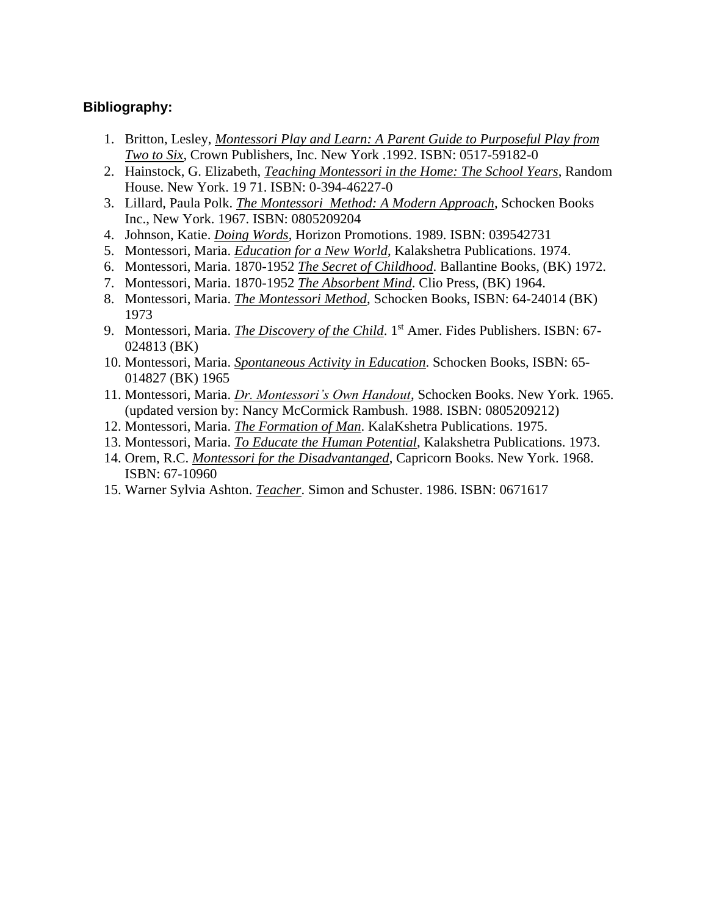**Bibliography:**

1. Britton, Lesley, ***Montessori Play and Learn: A Parent Guide to Purposeful Play from Two to Six***, Crown Publishers, Inc. New York .1992. ISBN: 0517-59182-0
2. Hainstock, G. Elizabeth, ***Teaching Montessori in the Home: The School Years***, Random House. New York. 19 71. ISBN: 0-394-46227-0
3. Lillard, Paula Polk. ***The Montessori  Method: A Modern Approach***, Schocken Books Inc., New York. 1967. ISBN: 0805209204
4. Johnson, Katie. ***Doing Words***, Horizon Promotions. 1989. ISBN: 039542731
5. Montessori, Maria. ***Education for a New World***, Kalakshetra Publications. 1974.
6. Montessori, Maria. 1870-1952 ***The Secret of Childhood***. Ballantine Books, (BK) 1972.
7. Montessori, Maria. 1870-1952 ***The Absorbent Mind***. Clio Press, (BK) 1964.
8. Montessori, Maria. ***The Montessori Method***, Schocken Books, ISBN: 64-24014 (BK) 1973
9. Montessori, Maria. ***The Discovery of the Child***. 1st Amer. Fides Publishers. ISBN: 67-024813 (BK)
10. Montessori, Maria. ***Spontaneous Activity in Education***. Schocken Books, ISBN: 65-014827 (BK) 1965
11. Montessori, Maria. ***Dr. Montessori's Own Handout***, Schocken Books. New York. 1965. (updated version by: Nancy McCormick Rambush. 1988. ISBN: 0805209212)
12. Montessori, Maria. ***The Formation of Man***. KalaKshetra Publications. 1975.
13. Montessori, Maria. ***To Educate the Human Potential***, Kalakshetra Publications. 1973.
14. Orem, R.C. ***Montessori for the Disadvantanged***, Capricorn Books. New York. 1968. ISBN: 67-10960
15. Warner Sylvia Ashton. ***Teacher***. Simon and Schuster. 1986. ISBN: 0671617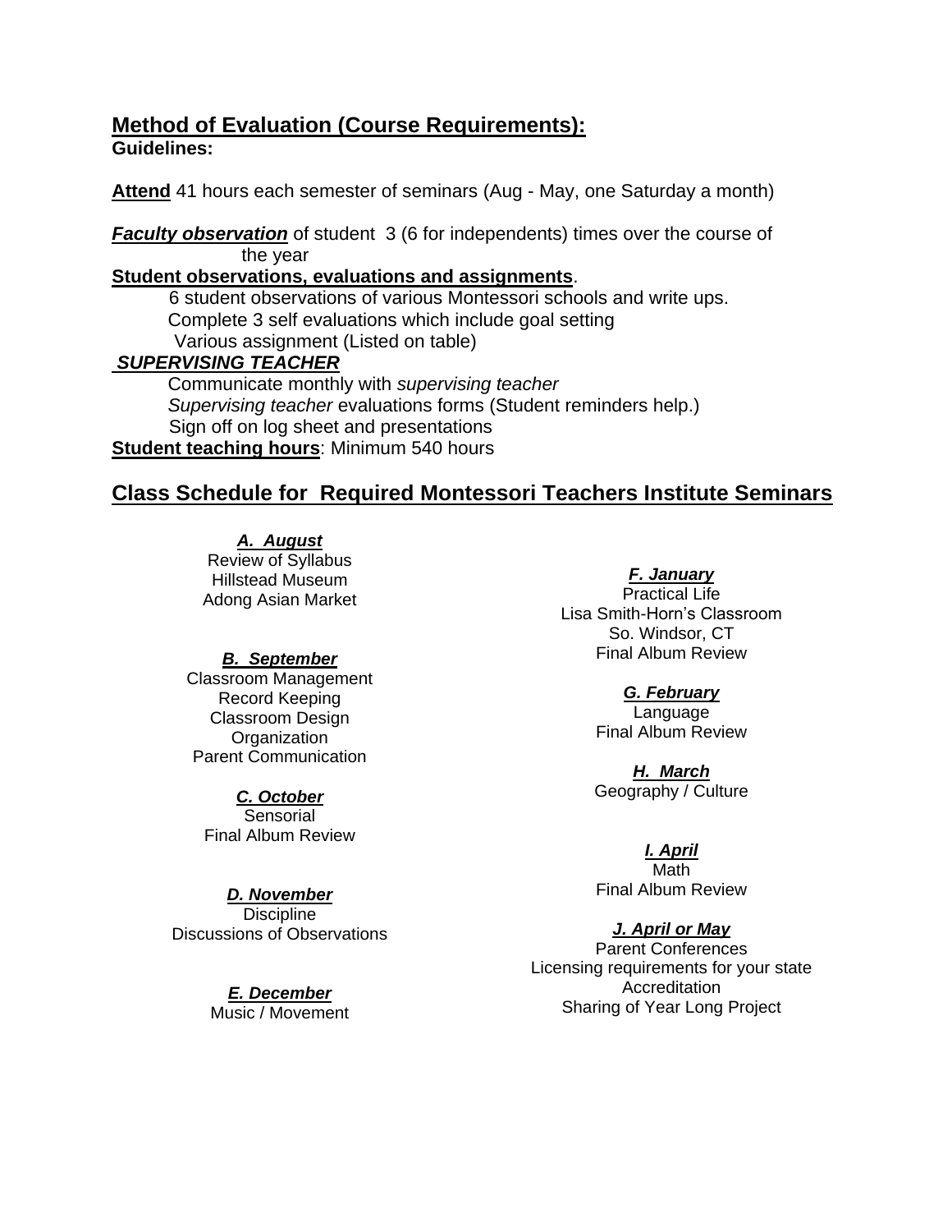## Method of Evaluation (Course Requirements):

**Guidelines:**

**Attend** 41 hours each semester of seminars (Aug - May, one Saturday a month)

***Faculty observation*** of student 3 (6 for independents) times over the course of the year

**Student observations, evaluations and assignments**.

- 6 student observations of various Montessori schools and write ups.
- Complete 3 self evaluations which include goal setting
- Various assignment (Listed on table)

***SUPERVISING TEACHER***

- Communicate monthly with *supervising teacher*
- *Supervising teacher* evaluations forms (Student reminders help.)
- Sign off on log sheet and presentations

**Student teaching hours**: Minimum 540 hours

## Class Schedule for Required Montessori Teachers Institute Seminars

***A. August***
Review of Syllabus
Hillstead Museum
Adong Asian Market

***B. September***
Classroom Management
Record Keeping
Classroom Design
Organization
Parent Communication

***C. October***
Sensorial
Final Album Review

***D. November***
Discipline
Discussions of Observations

***E. December***
Music / Movement

***F. January***
Practical Life
Lisa Smith-Horn's Classroom
So. Windsor, CT
Final Album Review

***G. February***
Language
Final Album Review

***H. March***
Geography / Culture

***I. April***
Math
Final Album Review

***J. April or May***
Parent Conferences
Licensing requirements for your state
Accreditation
Sharing of Year Long Project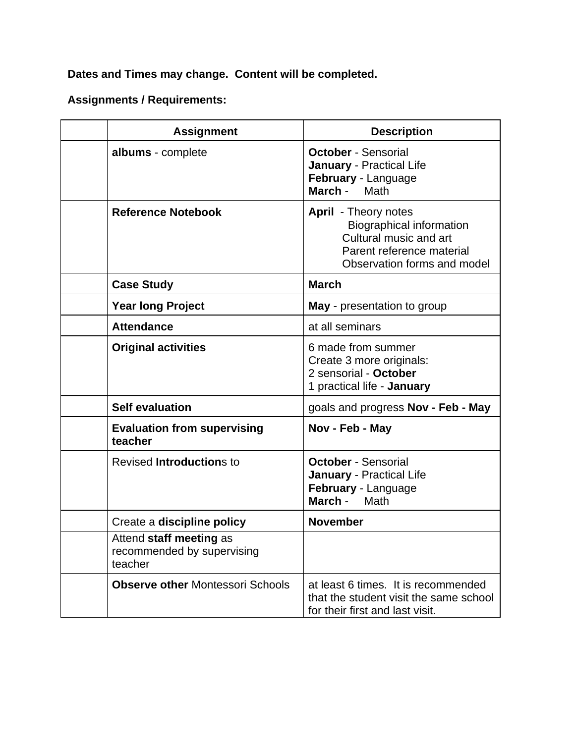**Dates and Times may change. Content will be completed.**

**Assignments / Requirements:**

| | Assignment | Description |
|---|---|---|
| | **albums** - complete | **October** - Sensorial<br>**January** - Practical Life<br>**February** - Language<br>**March** - Math |
| | **Reference Notebook** | **April** - Theory notes<br>Biographical information<br>Cultural music and art<br>Parent reference material<br>Observation forms and model |
| | **Case Study** | **March** |
| | **Year long Project** | **May** - presentation to group |
| | **Attendance** | at all seminars |
| | **Original activities** | 6 made from summer<br>Create 3 more originals:<br>2 sensorial - **October**<br>1 practical life - **January** |
| | **Self evaluation** | goals and progress **Nov - Feb - May** |
| | **Evaluation from supervising teacher** | **Nov - Feb - May** |
| | Revised **Introduction**s to | **October** - Sensorial<br>**January** - Practical Life<br>**February** - Language<br>**March** - Math |
| | Create a **discipline policy** | **November** |
| | Attend **staff meeting** as recommended by supervising teacher | |
| | **Observe other** Montessori Schools | at least 6 times. It is recommended that the student visit the same school for their first and last visit. |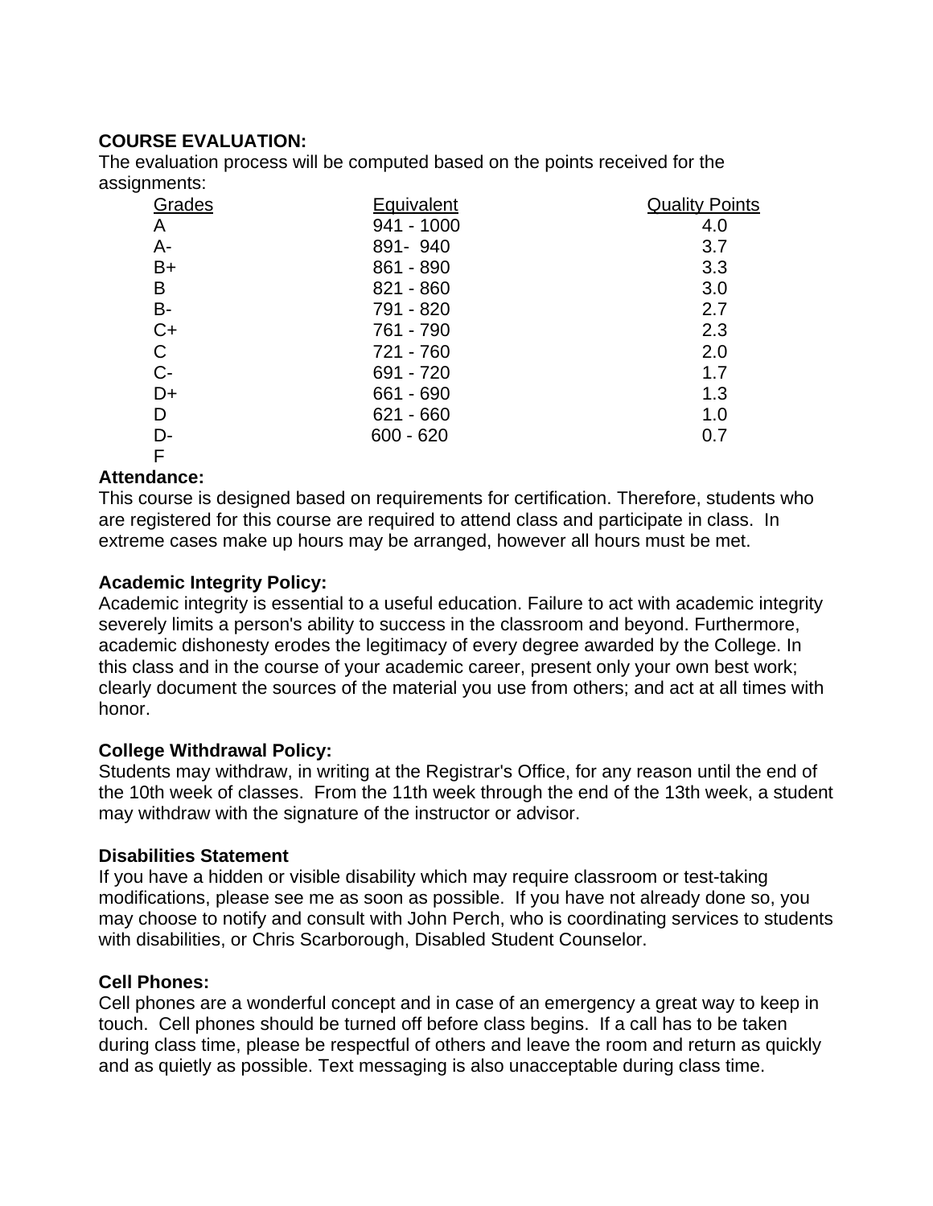**COURSE EVALUATION:**

The evaluation process will be computed based on the points received for the assignments:

| Grades | Equivalent | Quality Points |
|---|---|---|
| A | 941 - 1000 | 4.0 |
| A- | 891- 940 | 3.7 |
| B+ | 861 - 890 | 3.3 |
| B | 821 - 860 | 3.0 |
| B- | 791 - 820 | 2.7 |
| C+ | 761 - 790 | 2.3 |
| C | 721 - 760 | 2.0 |
| C- | 691 - 720 | 1.7 |
| D+ | 661 - 690 | 1.3 |
| D | 621 - 660 | 1.0 |
| D- | 600 - 620 | 0.7 |
| F | | |

**Attendance:**

This course is designed based on requirements for certification. Therefore, students who are registered for this course are required to attend class and participate in class. In extreme cases make up hours may be arranged, however all hours must be met.

**Academic Integrity Policy:**

Academic integrity is essential to a useful education. Failure to act with academic integrity severely limits a person's ability to success in the classroom and beyond. Furthermore, academic dishonesty erodes the legitimacy of every degree awarded by the College. In this class and in the course of your academic career, present only your own best work; clearly document the sources of the material you use from others; and act at all times with honor.

**College Withdrawal Policy:**

Students may withdraw, in writing at the Registrar's Office, for any reason until the end of the 10th week of classes. From the 11th week through the end of the 13th week, a student may withdraw with the signature of the instructor or advisor.

**Disabilities Statement**

If you have a hidden or visible disability which may require classroom or test-taking modifications, please see me as soon as possible. If you have not already done so, you may choose to notify and consult with John Perch, who is coordinating services to students with disabilities, or Chris Scarborough, Disabled Student Counselor.

**Cell Phones:**

Cell phones are a wonderful concept and in case of an emergency a great way to keep in touch. Cell phones should be turned off before class begins. If a call has to be taken during class time, please be respectful of others and leave the room and return as quickly and as quietly as possible. Text messaging is also unacceptable during class time.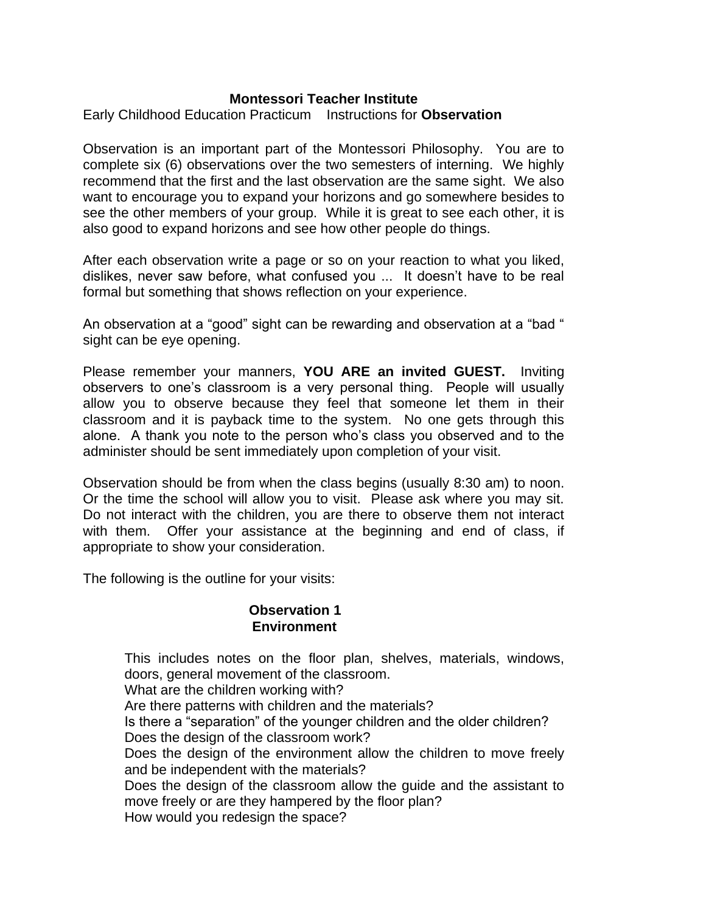**Montessori Teacher Institute**

Early Childhood Education Practicum    Instructions for **Observation**

Observation is an important part of the Montessori Philosophy. You are to complete six (6) observations over the two semesters of interning. We highly recommend that the first and the last observation are the same sight. We also want to encourage you to expand your horizons and go somewhere besides to see the other members of your group. While it is great to see each other, it is also good to expand horizons and see how other people do things.

After each observation write a page or so on your reaction to what you liked, dislikes, never saw before, what confused you ... It doesn't have to be real formal but something that shows reflection on your experience.

An observation at a "good" sight can be rewarding and observation at a "bad " sight can be eye opening.

Please remember your manners, **YOU ARE an invited GUEST.** Inviting observers to one's classroom is a very personal thing. People will usually allow you to observe because they feel that someone let them in their classroom and it is payback time to the system. No one gets through this alone. A thank you note to the person who's class you observed and to the administer should be sent immediately upon completion of your visit.

Observation should be from when the class begins (usually 8:30 am) to noon. Or the time the school will allow you to visit. Please ask where you may sit. Do not interact with the children, you are there to observe them not interact with them. Offer your assistance at the beginning and end of class, if appropriate to show your consideration.

The following is the outline for your visits:

**Observation 1**
**Environment**

This includes notes on the floor plan, shelves, materials, windows, doors, general movement of the classroom.
What are the children working with?
Are there patterns with children and the materials?
Is there a "separation" of the younger children and the older children?
Does the design of the classroom work?
Does the design of the environment allow the children to move freely and be independent with the materials?
Does the design of the classroom allow the guide and the assistant to move freely or are they hampered by the floor plan?
How would you redesign the space?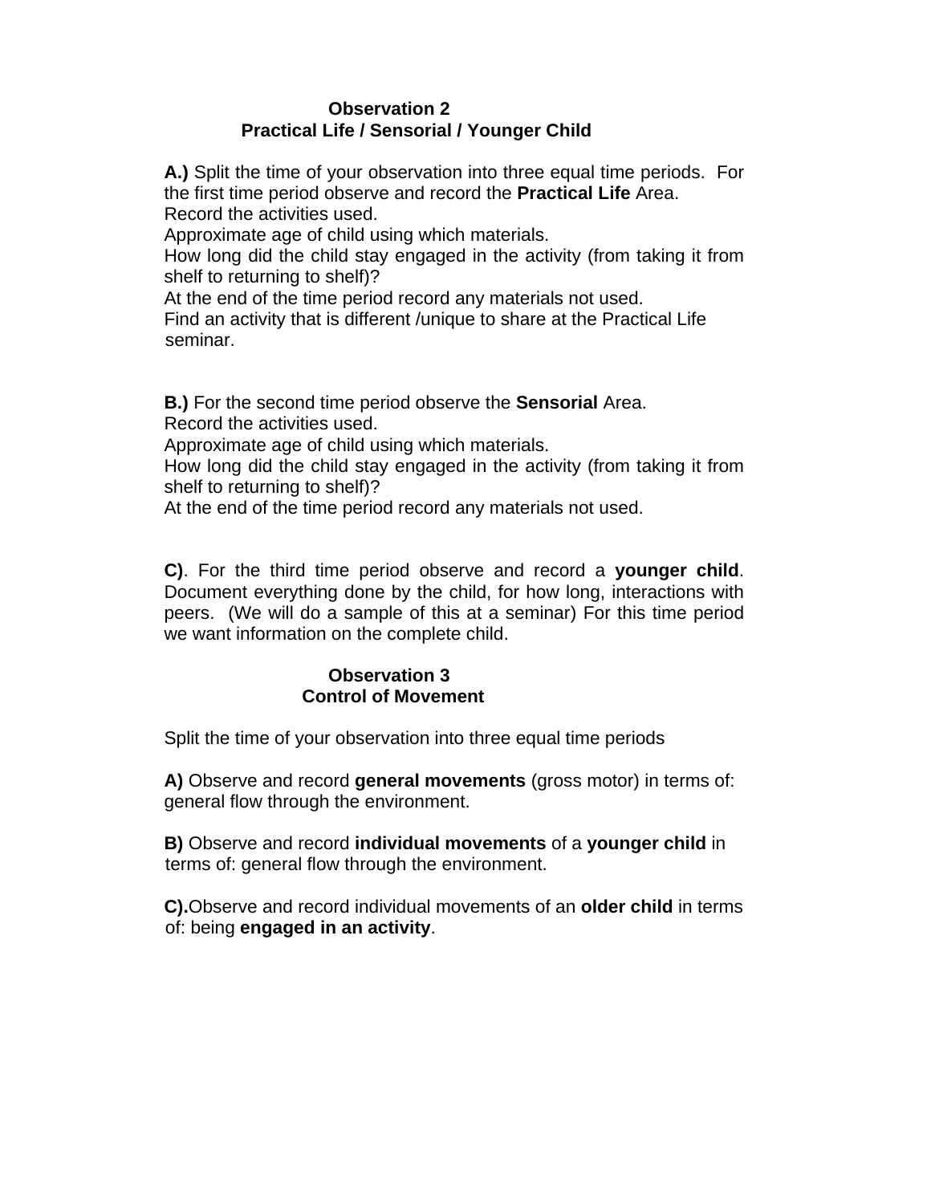## Observation 2
## Practical Life / Sensorial / Younger Child

**A.)** Split the time of your observation into three equal time periods. For the first time period observe and record the **Practical Life** Area.
Record the activities used.
Approximate age of child using which materials.
How long did the child stay engaged in the activity (from taking it from shelf to returning to shelf)?
At the end of the time period record any materials not used.
Find an activity that is different /unique to share at the Practical Life seminar.

**B.)** For the second time period observe the **Sensorial** Area.
Record the activities used.
Approximate age of child using which materials.
How long did the child stay engaged in the activity (from taking it from shelf to returning to shelf)?
At the end of the time period record any materials not used.

**C)**. For the third time period observe and record a **younger child**. Document everything done by the child, for how long, interactions with peers. (We will do a sample of this at a seminar) For this time period we want information on the complete child.

## Observation 3
## Control of Movement

Split the time of your observation into three equal time periods

**A)** Observe and record **general movements** (gross motor) in terms of: general flow through the environment.

**B)** Observe and record **individual movements** of a **younger child** in terms of: general flow through the environment.

**C).**Observe and record individual movements of an **older child** in terms of: being **engaged in an activity**.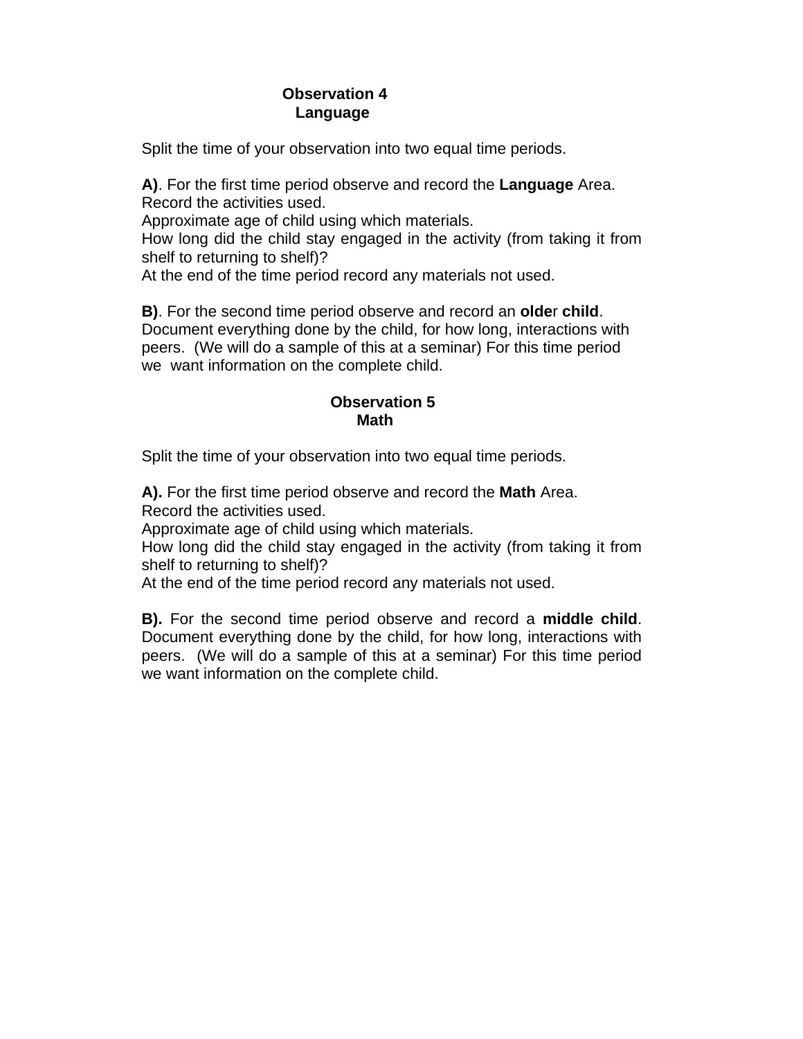## Observation 4
### Language

Split the time of your observation into two equal time periods.

**A)**. For the first time period observe and record the **Language** Area.
Record the activities used.
Approximate age of child using which materials.
How long did the child stay engaged in the activity (from taking it from shelf to returning to shelf)?
At the end of the time period record any materials not used.

**B)**. For the second time period observe and record an **older child**.
Document everything done by the child, for how long, interactions with peers. (We will do a sample of this at a seminar) For this time period we want information on the complete child.

## Observation 5
### Math

Split the time of your observation into two equal time periods.

**A).** For the first time period observe and record the **Math** Area.
Record the activities used.
Approximate age of child using which materials.
How long did the child stay engaged in the activity (from taking it from shelf to returning to shelf)?
At the end of the time period record any materials not used.

**B).** For the second time period observe and record a **middle child**.
Document everything done by the child, for how long, interactions with peers. (We will do a sample of this at a seminar) For this time period we want information on the complete child.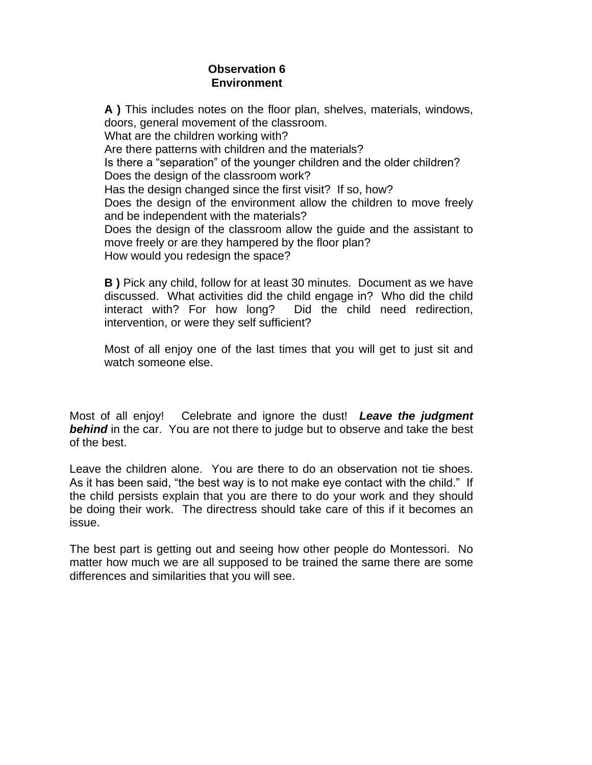## Observation 6
## Environment

**A )** This includes notes on the floor plan, shelves, materials, windows, doors, general movement of the classroom.
What are the children working with?
Are there patterns with children and the materials?
Is there a "separation" of the younger children and the older children?
Does the design of the classroom work?
Has the design changed since the first visit? If so, how?
Does the design of the environment allow the children to move freely and be independent with the materials?
Does the design of the classroom allow the guide and the assistant to move freely or are they hampered by the floor plan?
How would you redesign the space?

**B )** Pick any child, follow for at least 30 minutes. Document as we have discussed. What activities did the child engage in? Who did the child interact with? For how long? Did the child need redirection, intervention, or were they self sufficient?

Most of all enjoy one of the last times that you will get to just sit and watch someone else.

Most of all enjoy! Celebrate and ignore the dust! ***Leave the judgment behind*** in the car. You are not there to judge but to observe and take the best of the best.

Leave the children alone. You are there to do an observation not tie shoes. As it has been said, "the best way is to not make eye contact with the child." If the child persists explain that you are there to do your work and they should be doing their work. The directress should take care of this if it becomes an issue.

The best part is getting out and seeing how other people do Montessori. No matter how much we are all supposed to be trained the same there are some differences and similarities that you will see.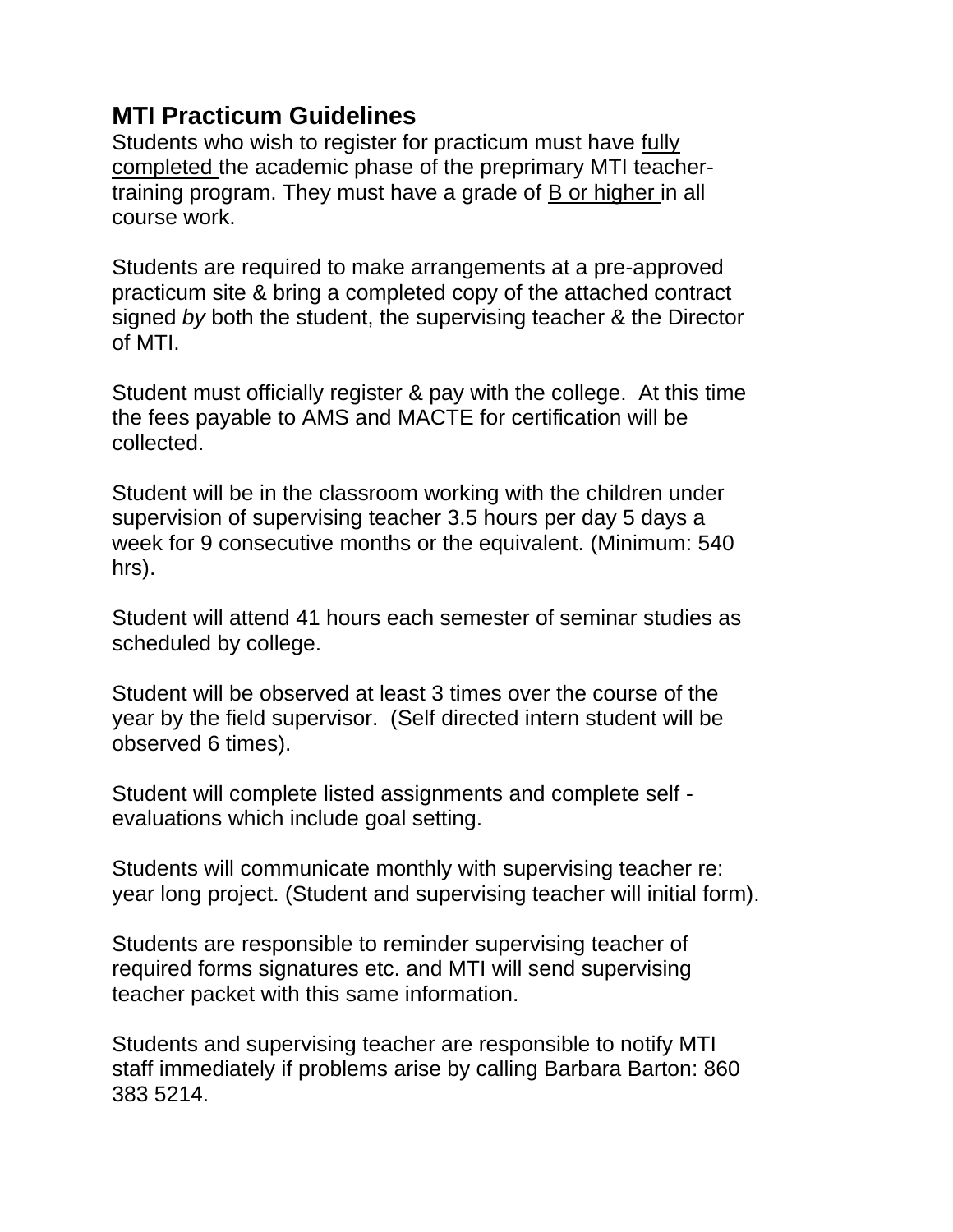## MTI Practicum Guidelines

Students who wish to register for practicum must have <u>fully completed</u> the academic phase of the preprimary MTI teacher-training program. They must have a grade of <u>B or higher</u> in all course work.

Students are required to make arrangements at a pre-approved practicum site & bring a completed copy of the attached contract signed *by* both the student, the supervising teacher & the Director of MTI.

Student must officially register & pay with the college. At this time the fees payable to AMS and MACTE for certification will be collected.

Student will be in the classroom working with the children under supervision of supervising teacher 3.5 hours per day 5 days a week for 9 consecutive months or the equivalent. (Minimum: 540 hrs).

Student will attend 41 hours each semester of seminar studies as scheduled by college.

Student will be observed at least 3 times over the course of the year by the field supervisor. (Self directed intern student will be observed 6 times).

Student will complete listed assignments and complete self - evaluations which include goal setting.

Students will communicate monthly with supervising teacher re: year long project. (Student and supervising teacher will initial form).

Students are responsible to reminder supervising teacher of required forms signatures etc. and MTI will send supervising teacher packet with this same information.

Students and supervising teacher are responsible to notify MTI staff immediately if problems arise by calling Barbara Barton: 860 383 5214.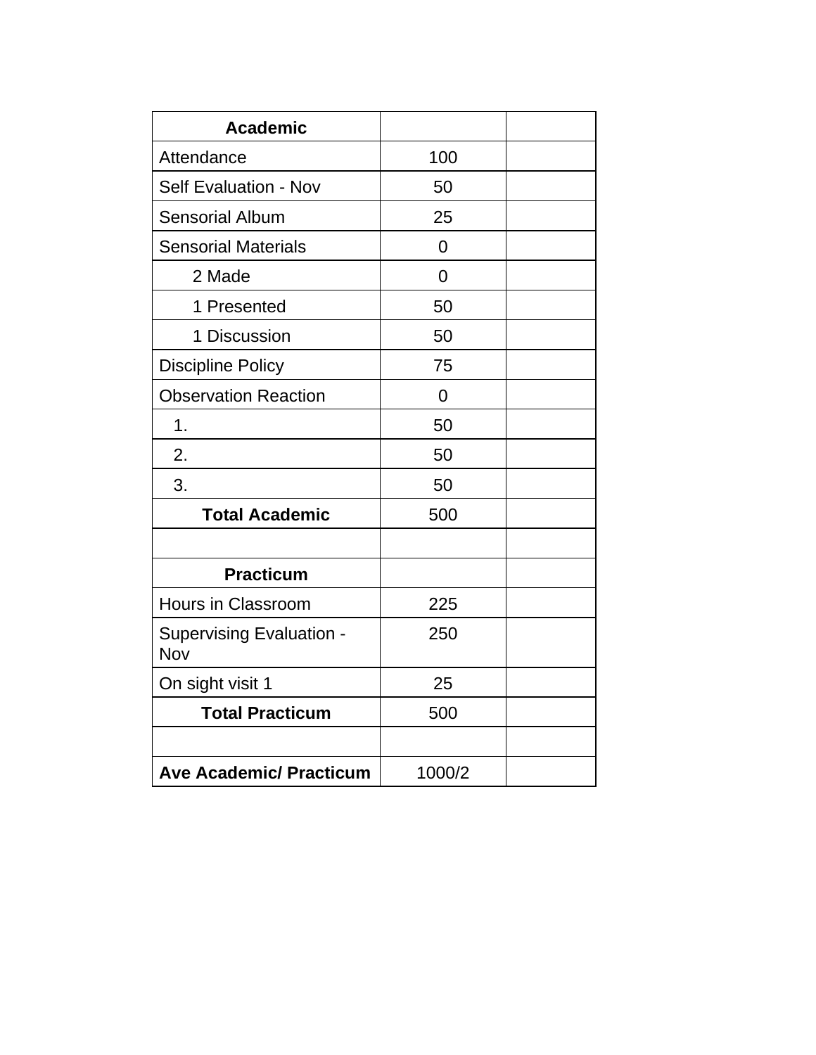| Academic | | |
|---|---|---|
| Attendance | 100 | |
| Self Evaluation - Nov | 50 | |
| Sensorial Album | 25 | |
| Sensorial Materials | 0 | |
| 2 Made | 0 | |
| 1 Presented | 50 | |
| 1 Discussion | 50 | |
| Discipline Policy | 75 | |
| Observation Reaction | 0 | |
| 1. | 50 | |
| 2. | 50 | |
| 3. | 50 | |
| **Total Academic** | 500 | |
| | | |
| **Practicum** | | |
| Hours in Classroom | 225 | |
| Supervising Evaluation - Nov | 250 | |
| On sight visit 1 | 25 | |
| **Total Practicum** | 500 | |
| | | |
| **Ave Academic/ Practicum** | 1000/2 | |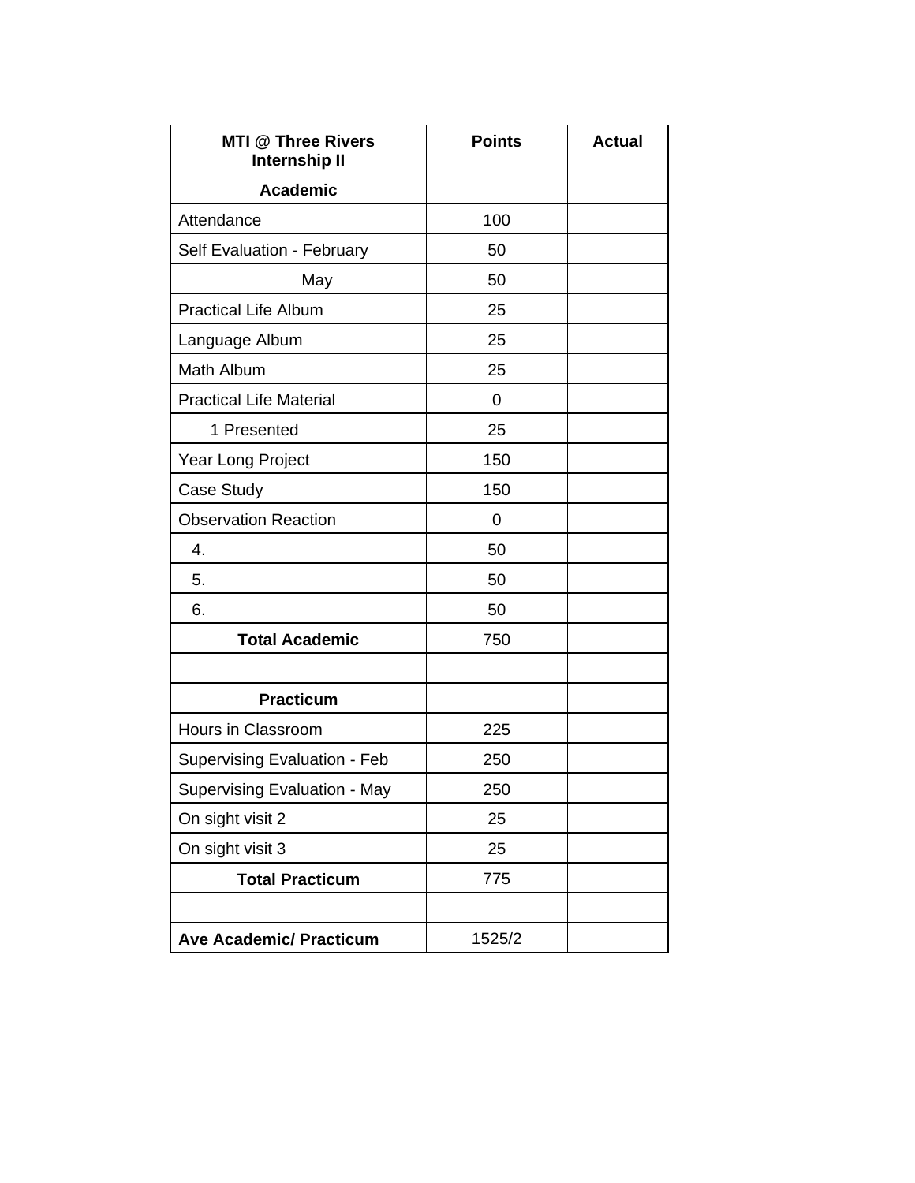| MTI @ Three Rivers<br>Internship II | Points | Actual |
|---|---|---|
| **Academic** | | |
| Attendance | 100 | |
| Self Evaluation - February | 50 | |
| May | 50 | |
| Practical Life Album | 25 | |
| Language Album | 25 | |
| Math Album | 25 | |
| Practical Life Material | 0 | |
| 1 Presented | 25 | |
| Year Long Project | 150 | |
| Case Study | 150 | |
| Observation Reaction | 0 | |
| 4. | 50 | |
| 5. | 50 | |
| 6. | 50 | |
| **Total Academic** | 750 | |
| | | |
| **Practicum** | | |
| Hours in Classroom | 225 | |
| Supervising Evaluation - Feb | 250 | |
| Supervising Evaluation - May | 250 | |
| On sight visit 2 | 25 | |
| On sight visit 3 | 25 | |
| **Total Practicum** | 775 | |
| | | |
| **Ave Academic/ Practicum** | 1525/2 | |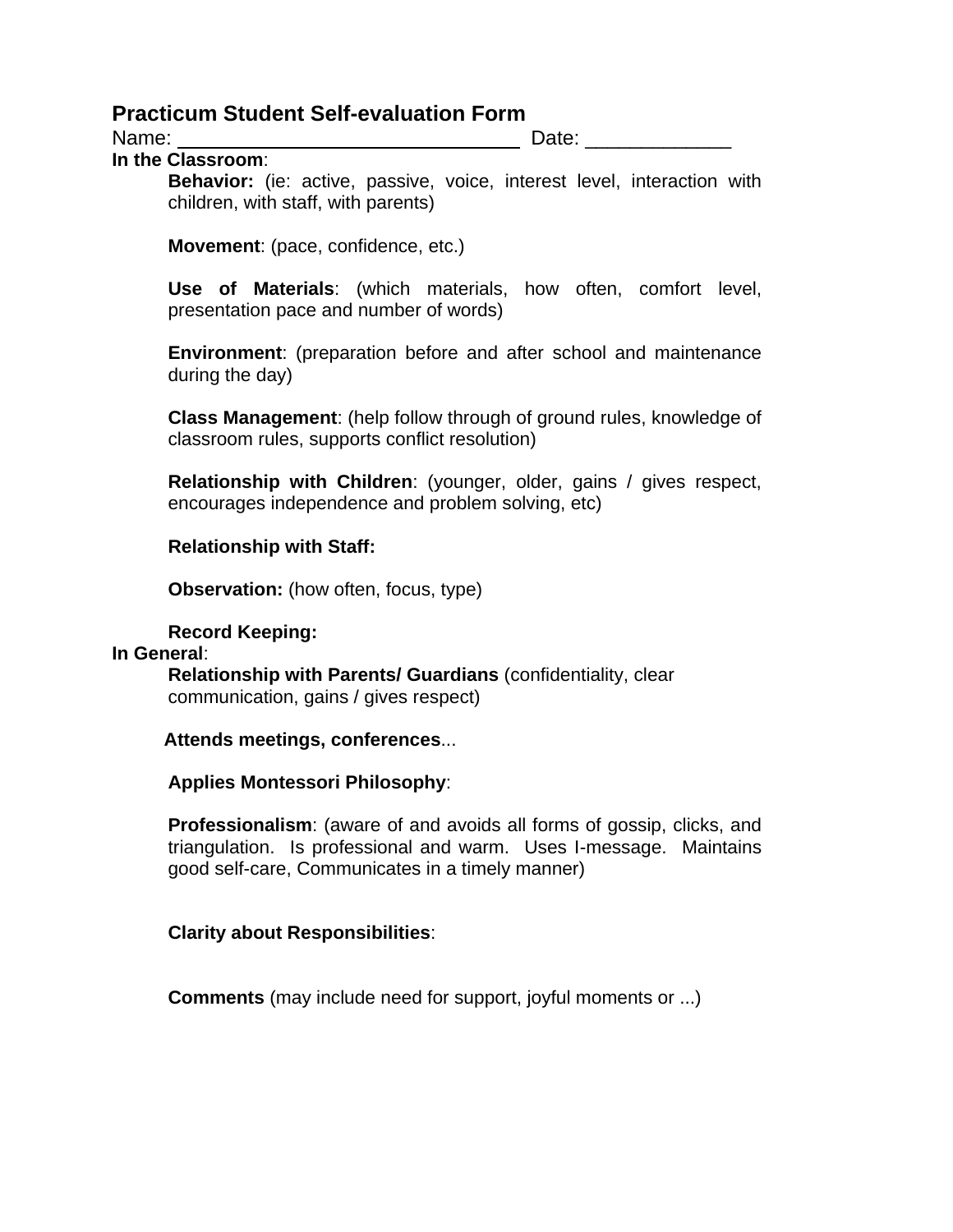## Practicum Student Self-evaluation Form

Name: ______________________________ Date: _____________

**In the Classroom**:

**Behavior:** (ie: active, passive, voice, interest level, interaction with children, with staff, with parents)

**Movement**: (pace, confidence, etc.)

**Use of Materials**: (which materials, how often, comfort level, presentation pace and number of words)

**Environment**: (preparation before and after school and maintenance during the day)

**Class Management**: (help follow through of ground rules, knowledge of classroom rules, supports conflict resolution)

**Relationship with Children**: (younger, older, gains / gives respect, encourages independence and problem solving, etc)

**Relationship with Staff:**

**Observation:** (how often, focus, type)

**Record Keeping:**

**In General**:

**Relationship with Parents/ Guardians** (confidentiality, clear communication, gains / gives respect)

**Attends meetings, conferences**...

**Applies Montessori Philosophy**:

**Professionalism**: (aware of and avoids all forms of gossip, clicks, and triangulation. Is professional and warm. Uses I-message. Maintains good self-care, Communicates in a timely manner)

**Clarity about Responsibilities**:

**Comments** (may include need for support, joyful moments or ...)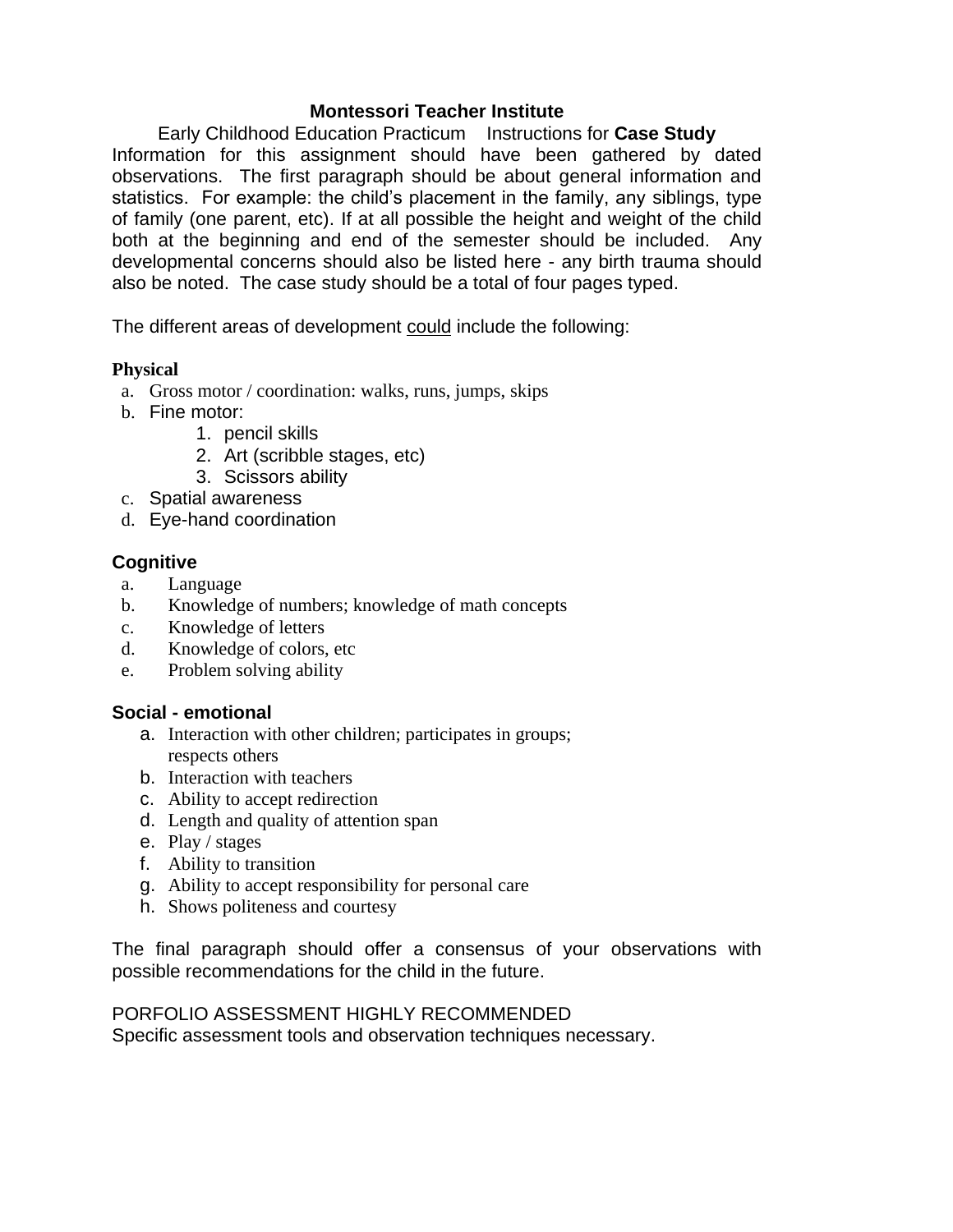# Montessori Teacher Institute

Early Childhood Education Practicum Instructions for **Case Study**

Information for this assignment should have been gathered by dated observations. The first paragraph should be about general information and statistics. For example: the child's placement in the family, any siblings, type of family (one parent, etc). If at all possible the height and weight of the child both at the beginning and end of the semester should be included. Any developmental concerns should also be listed here - any birth trauma should also be noted. The case study should be a total of four pages typed.

The different areas of development <u>could</u> include the following:

### Physical

a. Gross motor / coordination: walks, runs, jumps, skips
b. Fine motor:
    1. pencil skills
    2. Art (scribble stages, etc)
    3. Scissors ability
c. Spatial awareness
d. Eye-hand coordination

### Cognitive

a. Language
b. Knowledge of numbers; knowledge of math concepts
c. Knowledge of letters
d. Knowledge of colors, etc
e. Problem solving ability

### Social - emotional

a. Interaction with other children; participates in groups; respects others
b. Interaction with teachers
c. Ability to accept redirection
d. Length and quality of attention span
e. Play / stages
f. Ability to transition
g. Ability to accept responsibility for personal care
h. Shows politeness and courtesy

The final paragraph should offer a consensus of your observations with possible recommendations for the child in the future.

PORFOLIO ASSESSMENT HIGHLY RECOMMENDED
Specific assessment tools and observation techniques necessary.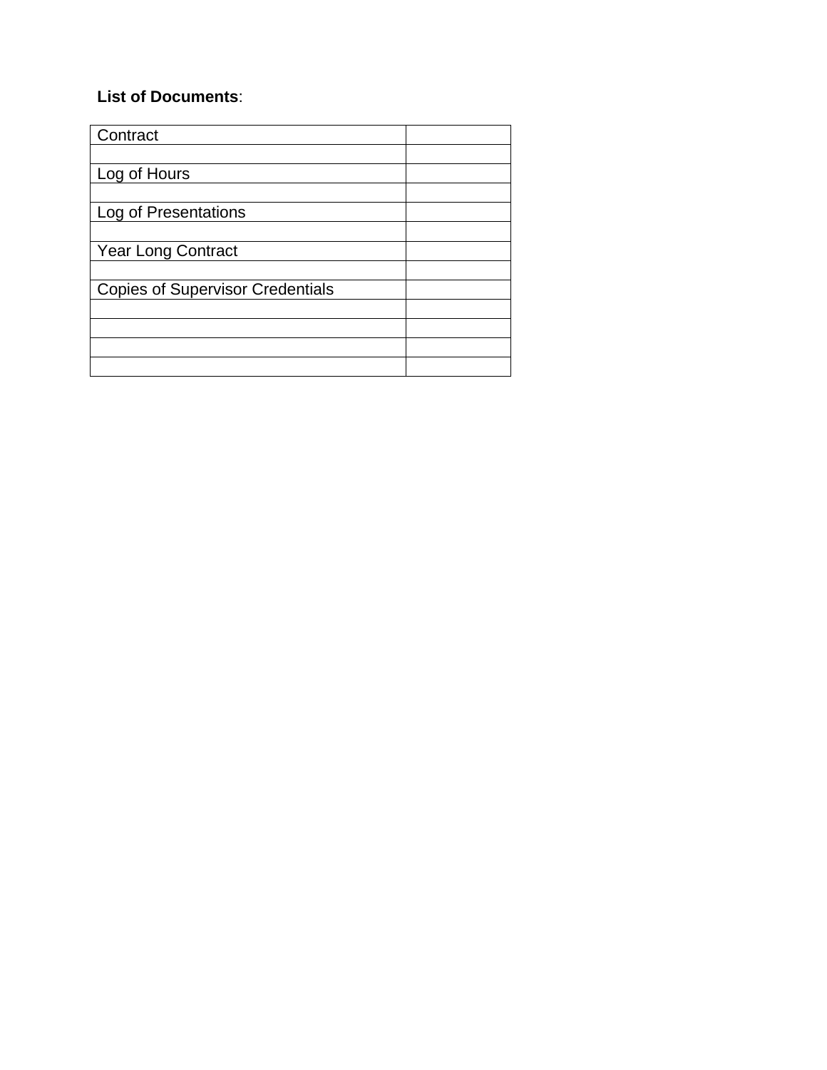**List of Documents**:

| | |
|---|---|
| Contract | |
| | |
| Log of Hours | |
| | |
| Log of Presentations | |
| | |
| Year Long Contract | |
| | |
| Copies of Supervisor Credentials | |
| | |
| | |
| | |
| | |